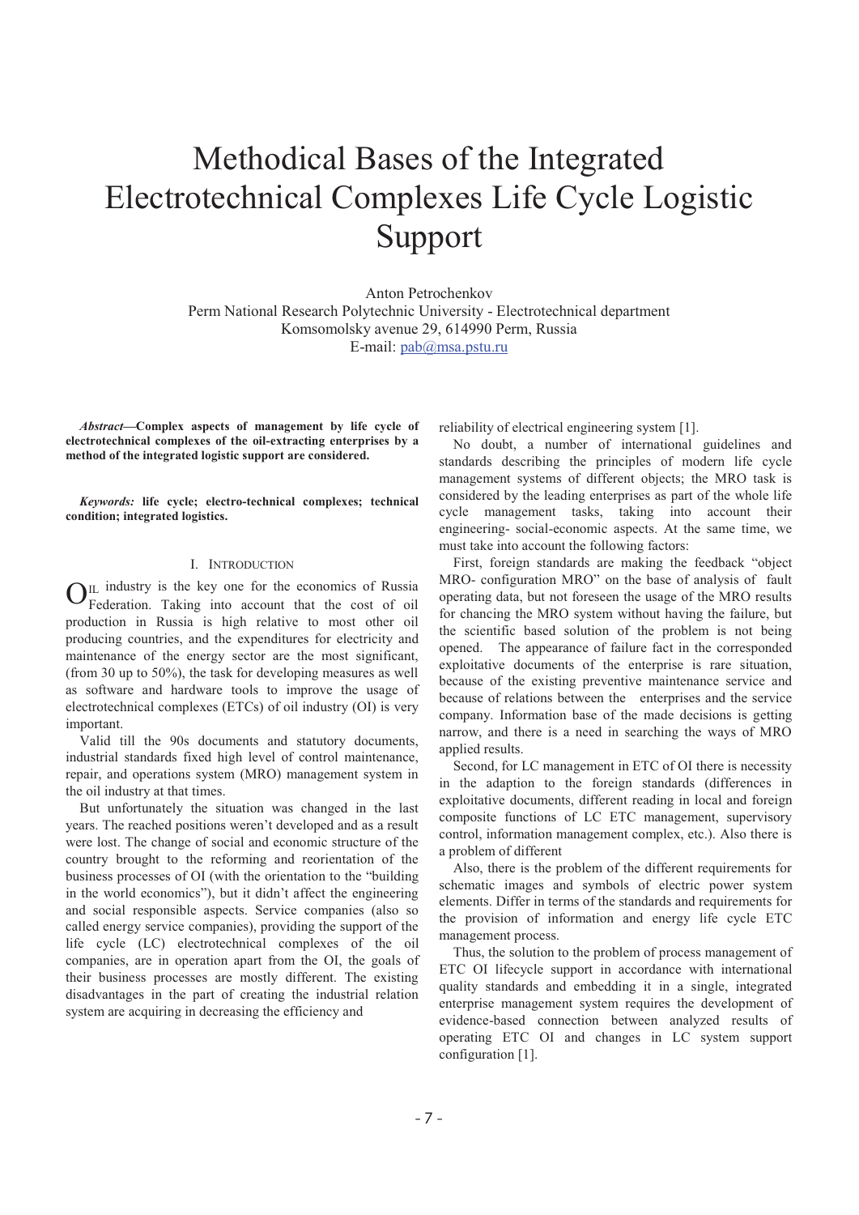# Methodical Bases of the Integrated Electrotechnical Complexes Life Cycle Logistic Support

Anton Petrochenkov
Perm National Research Polytechnic University - Electrotechnical department
Komsomolsky avenue 29, 614990 Perm, Russia
E-mail: pab@msa.pstu.ru

***Abstract*—Complex aspects of management by life cycle of electrotechnical complexes of the oil-extracting enterprises by a method of the integrated logistic support are considered.**

***Keywords:* life cycle; electro-technical complexes; technical condition; integrated logistics.**

## I. Introduction

Oil industry is the key one for the economics of Russia Federation. Taking into account that the cost of oil production in Russia is high relative to most other oil producing countries, and the expenditures for electricity and maintenance of the energy sector are the most significant, (from 30 up to 50%), the task for developing measures as well as software and hardware tools to improve the usage of electrotechnical complexes (ETCs) of oil industry (OI) is very important.

Valid till the 90s documents and statutory documents, industrial standards fixed high level of control maintenance, repair, and operations system (MRO) management system in the oil industry at that times.

But unfortunately the situation was changed in the last years. The reached positions weren't developed and as a result were lost. The change of social and economic structure of the country brought to the reforming and reorientation of the business processes of OI (with the orientation to the "building in the world economics"), but it didn't affect the engineering and social responsible aspects. Service companies (also so called energy service companies), providing the support of the life cycle (LC) electrotechnical complexes of the oil companies, are in operation apart from the OI, the goals of their business processes are mostly different. The existing disadvantages in the part of creating the industrial relation system are acquiring in decreasing the efficiency and reliability of electrical engineering system [1].

No doubt, a number of international guidelines and standards describing the principles of modern life cycle management systems of different objects; the MRO task is considered by the leading enterprises as part of the whole life cycle management tasks, taking into account their engineering- social-economic aspects. At the same time, we must take into account the following factors:

First, foreign standards are making the feedback "object MRO- configuration MRO" on the base of analysis of fault operating data, but not foreseen the usage of the MRO results for chancing the MRO system without having the failure, but the scientific based solution of the problem is not being opened. The appearance of failure fact in the corresponded exploitative documents of the enterprise is rare situation, because of the existing preventive maintenance service and because of relations between the enterprises and the service company. Information base of the made decisions is getting narrow, and there is a need in searching the ways of MRO applied results.

Second, for LC management in ETC of OI there is necessity in the adaption to the foreign standards (differences in exploitative documents, different reading in local and foreign composite functions of LC ETC management, supervisory control, information management complex, etc.). Also there is a problem of different

Also, there is the problem of the different requirements for schematic images and symbols of electric power system elements. Differ in terms of the standards and requirements for the provision of information and energy life cycle ETC management process.

Thus, the solution to the problem of process management of ETC OI lifecycle support in accordance with international quality standards and embedding it in a single, integrated enterprise management system requires the development of evidence-based connection between analyzed results of operating ETC OI and changes in LC system support configuration [1].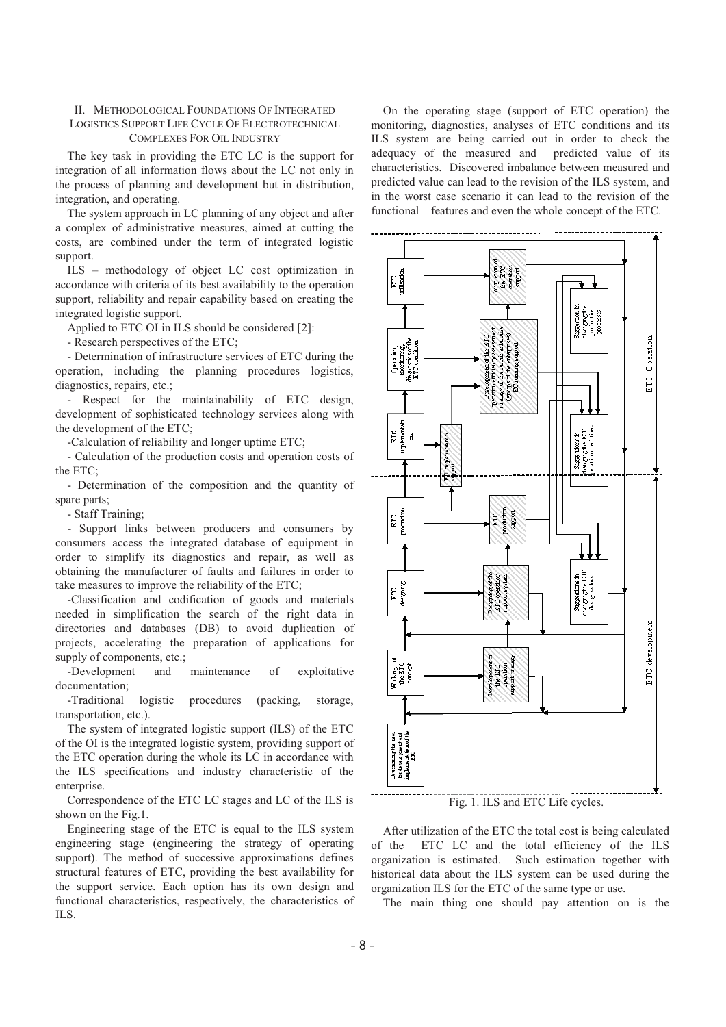## II. Methodological Foundations Of Integrated Logistics Support Life Cycle Of Electrotechnical Complexes For Oil Industry

The key task in providing the ETC LC is the support for integration of all information flows about the LC not only in the process of planning and development but in distribution, integration, and operating.

The system approach in LC planning of any object and after a complex of administrative measures, aimed at cutting the costs, are combined under the term of integrated logistic support.

ILS – methodology of object LC cost optimization in accordance with criteria of its best availability to the operation support, reliability and repair capability based on creating the integrated logistic support.

Applied to ETC OI in ILS should be considered [2]:

- Research perspectives of the ETC;
- Determination of infrastructure services of ETC during the operation, including the planning procedures logistics, diagnostics, repairs, etc.;
- Respect for the maintainability of ETC design, development of sophisticated technology services along with the development of the ETC;
- Calculation of reliability and longer uptime ETC;
- Calculation of the production costs and operation costs of the ETC;
- Determination of the composition and the quantity of spare parts;
- Staff Training;
- Support links between producers and consumers by consumers access the integrated database of equipment in order to simplify its diagnostics and repair, as well as obtaining the manufacturer of faults and failures in order to take measures to improve the reliability of the ETC;
- Classification and codification of goods and materials needed in simplification the search of the right data in directories and databases (DB) to avoid duplication of projects, accelerating the preparation of applications for supply of components, etc.;
- Development and maintenance of exploitative documentation;
- Traditional logistic procedures (packing, storage, transportation, etc.).

The system of integrated logistic support (ILS) of the ETC of the OI is the integrated logistic system, providing support of the ETC operation during the whole its LC in accordance with the ILS specifications and industry characteristic of the enterprise.

Correspondence of the ETC LC stages and LC of the ILS is shown on the Fig.1.

Engineering stage of the ETC is equal to the ILS system engineering stage (engineering the strategy of operating support). The method of successive approximations defines structural features of ETC, providing the best availability for the support service. Each option has its own design and functional characteristics, respectively, the characteristics of ILS.

On the operating stage (support of ETC operation) the monitoring, diagnostics, analyses of ETC conditions and its ILS system are being carried out in order to check the adequacy of the measured and predicted value of its characteristics. Discovered imbalance between measured and predicted value can lead to the revision of the ILS system, and in the worst case scenario it can lead to the revision of the functional features and even the whole concept of the ETC.

Fig. 1. ILS and ETC Life cycles.

After utilization of the ETC the total cost is being calculated of the ETC LC and the total efficiency of the ILS organization is estimated. Such estimation together with historical data about the ILS system can be used during the organization ILS for the ETC of the same type or use.

The main thing one should pay attention on is the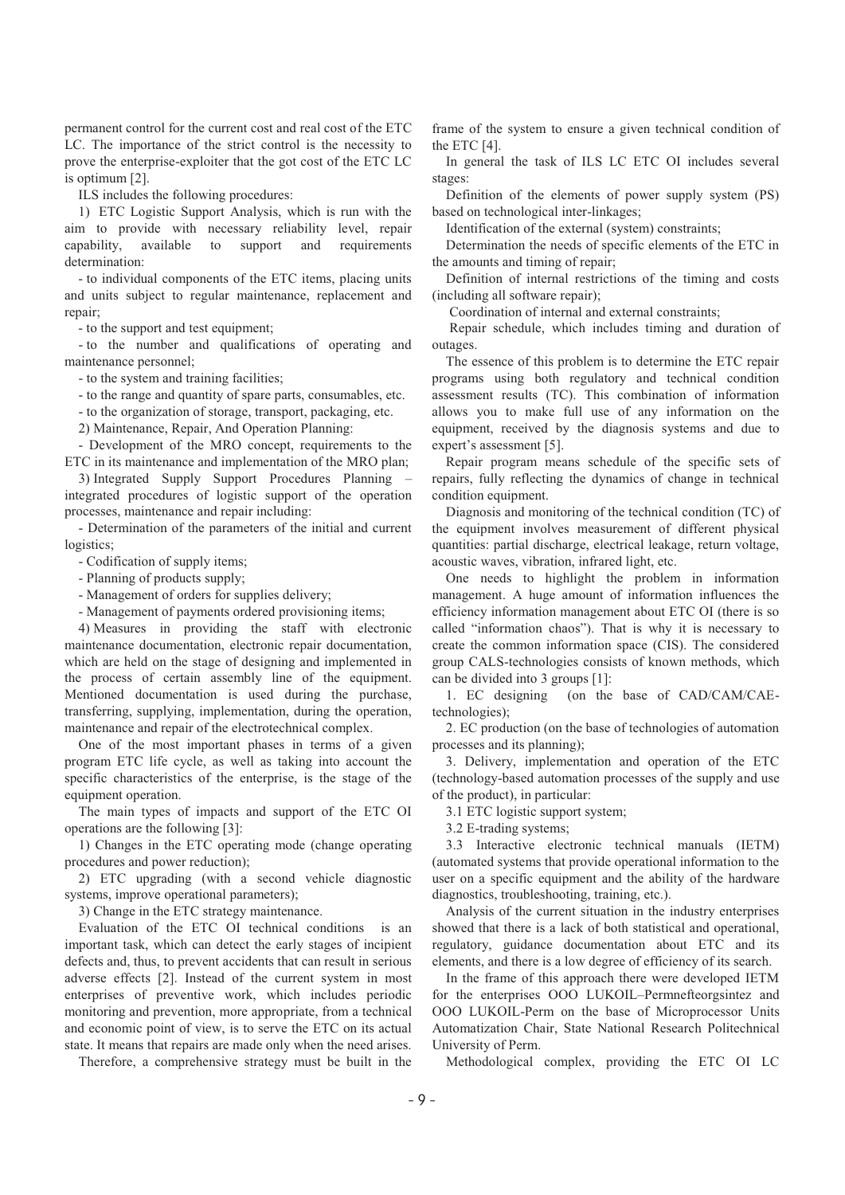permanent control for the current cost and real cost of the ETC LC. The importance of the strict control is the necessity to prove the enterprise-exploiter that the got cost of the ETC LC is optimum [2].

ILS includes the following procedures:

1) ETC Logistic Support Analysis, which is run with the aim to provide with necessary reliability level, repair capability, available to support and requirements determination:

- to individual components of the ETC items, placing units and units subject to regular maintenance, replacement and repair;
- to the support and test equipment;
- to the number and qualifications of operating and maintenance personnel;
- to the system and training facilities;
- to the range and quantity of spare parts, consumables, etc.
- to the organization of storage, transport, packaging, etc.

2) Maintenance, Repair, And Operation Planning:

- Development of the MRO concept, requirements to the ETC in its maintenance and implementation of the MRO plan;

3) Integrated Supply Support Procedures Planning – integrated procedures of logistic support of the operation processes, maintenance and repair including:

- Determination of the parameters of the initial and current logistics;
- Codification of supply items;
- Planning of products supply;
- Management of orders for supplies delivery;
- Management of payments ordered provisioning items;

4) Measures in providing the staff with electronic maintenance documentation, electronic repair documentation, which are held on the stage of designing and implemented in the process of certain assembly line of the equipment. Mentioned documentation is used during the purchase, transferring, supplying, implementation, during the operation, maintenance and repair of the electrotechnical complex.

One of the most important phases in terms of a given program ETC life cycle, as well as taking into account the specific characteristics of the enterprise, is the stage of the equipment operation.

The main types of impacts and support of the ETC OI operations are the following [3]:

1) Changes in the ETC operating mode (change operating procedures and power reduction);

2) ETC upgrading (with a second vehicle diagnostic systems, improve operational parameters);

3) Change in the ETC strategy maintenance.

Evaluation of the ETC OI technical conditions is an important task, which can detect the early stages of incipient defects and, thus, to prevent accidents that can result in serious adverse effects [2]. Instead of the current system in most enterprises of preventive work, which includes periodic monitoring and prevention, more appropriate, from a technical and economic point of view, is to serve the ETC on its actual state. It means that repairs are made only when the need arises.

Therefore, a comprehensive strategy must be built in the frame of the system to ensure a given technical condition of the ETC [4].

In general the task of ILS LC ETC OI includes several stages:

Definition of the elements of power supply system (PS) based on technological inter-linkages;

Identification of the external (system) constraints;

Determination the needs of specific elements of the ETC in the amounts and timing of repair;

Definition of internal restrictions of the timing and costs (including all software repair);

Coordination of internal and external constraints;

Repair schedule, which includes timing and duration of outages.

The essence of this problem is to determine the ETC repair programs using both regulatory and technical condition assessment results (TC). This combination of information allows you to make full use of any information on the equipment, received by the diagnosis systems and due to expert's assessment [5].

Repair program means schedule of the specific sets of repairs, fully reflecting the dynamics of change in technical condition equipment.

Diagnosis and monitoring of the technical condition (TC) of the equipment involves measurement of different physical quantities: partial discharge, electrical leakage, return voltage, acoustic waves, vibration, infrared light, etc.

One needs to highlight the problem in information management. A huge amount of information influences the efficiency information management about ETC OI (there is so called "information chaos"). That is why it is necessary to create the common information space (CIS). The considered group CALS-technologies consists of known methods, which can be divided into 3 groups [1]:

1. EC designing (on the base of CAD/CAM/CAE-technologies);

2. EC production (on the base of technologies of automation processes and its planning);

3. Delivery, implementation and operation of the ETC (technology-based automation processes of the supply and use of the product), in particular:

3.1 ETC logistic support system;

3.2 E-trading systems;

3.3 Interactive electronic technical manuals (IETM) (automated systems that provide operational information to the user on a specific equipment and the ability of the hardware diagnostics, troubleshooting, training, etc.).

Analysis of the current situation in the industry enterprises showed that there is a lack of both statistical and operational, regulatory, guidance documentation about ETC and its elements, and there is a low degree of efficiency of its search.

In the frame of this approach there were developed IETM for the enterprises OOO LUKOIL–Permnefteorgsintez and OOO LUKOIL-Perm on the base of Microprocessor Units Automatization Chair, State National Research Politechnical University of Perm.

Methodological complex, providing the ETC OI LC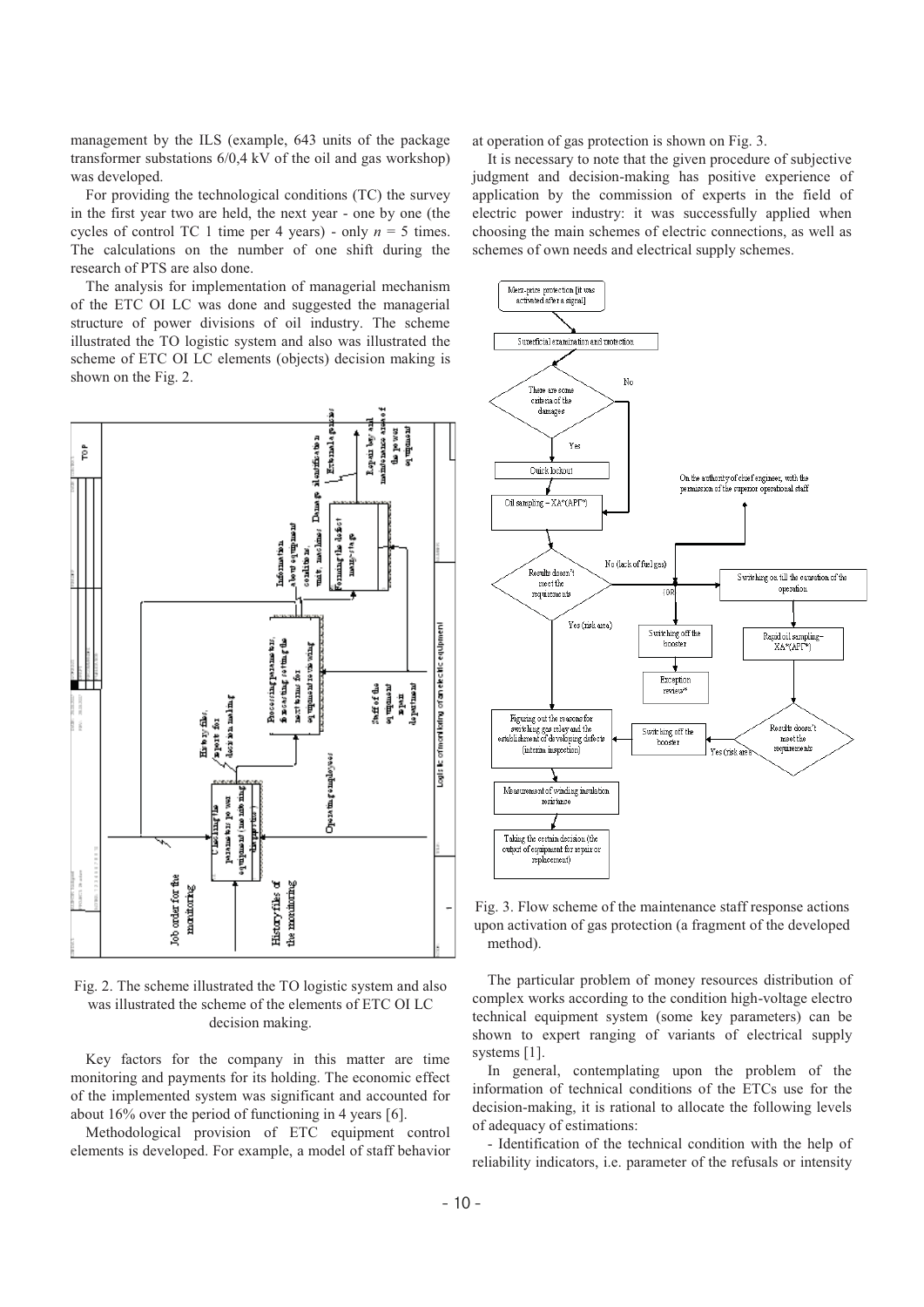management by the ILS (example, 643 units of the package transformer substations 6/0,4 kV of the oil and gas workshop) was developed.

For providing the technological conditions (TC) the survey in the first year two are held, the next year - one by one (the cycles of control TC 1 time per 4 years) - only $n = 5$ times. The calculations on the number of one shift during the research of PTS are also done.

The analysis for implementation of managerial mechanism of the ETC OI LC was done and suggested the managerial structure of power divisions of oil industry. The scheme illustrated the TO logistic system and also was illustrated the scheme of ETC OI LC elements (objects) decision making is shown on the Fig. 2.

Fig. 2. The scheme illustrated the TO logistic system and also was illustrated the scheme of the elements of ETC OI LC decision making.

Key factors for the company in this matter are time monitoring and payments for its holding. The economic effect of the implemented system was significant and accounted for about 16% over the period of functioning in 4 years [6].

Methodological provision of ETC equipment control elements is developed. For example, a model of staff behavior at operation of gas protection is shown on Fig. 3.

It is necessary to note that the given procedure of subjective judgment and decision-making has positive experience of application by the commission of experts in the field of electric power industry: it was successfully applied when choosing the main schemes of electric connections, as well as schemes of own needs and electrical supply schemes.

Fig. 3. Flow scheme of the maintenance staff response actions upon activation of gas protection (a fragment of the developed method).

The particular problem of money resources distribution of complex works according to the condition high-voltage electro technical equipment system (some key parameters) can be shown to expert ranging of variants of electrical supply systems [1].

In general, contemplating upon the problem of the information of technical conditions of the ETCs use for the decision-making, it is rational to allocate the following levels of adequacy of estimations:

- Identification of the technical condition with the help of reliability indicators, i.e. parameter of the refusals or intensity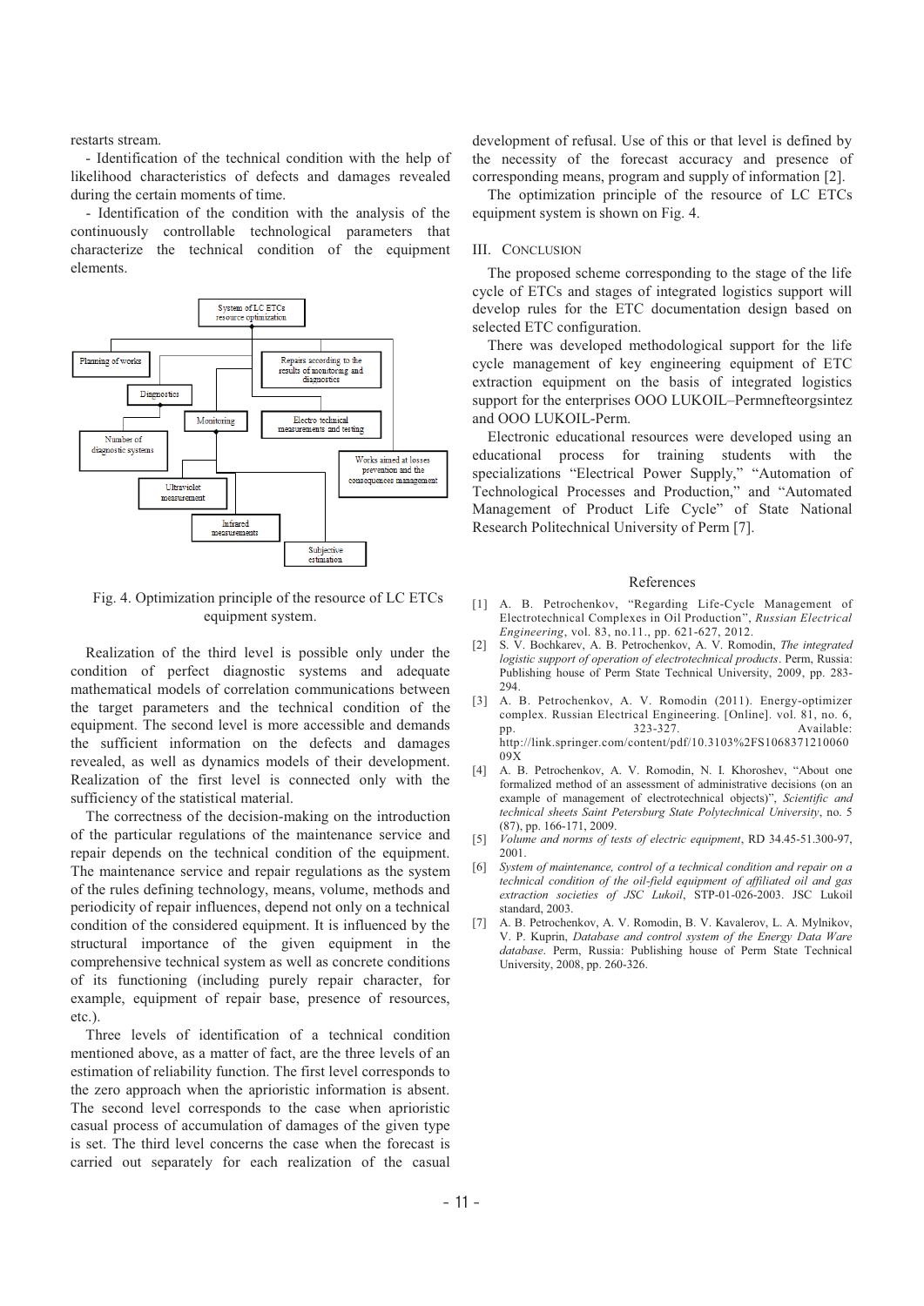restarts stream.

- Identification of the technical condition with the help of likelihood characteristics of defects and damages revealed during the certain moments of time.

- Identification of the condition with the analysis of the continuously controllable technological parameters that characterize the technical condition of the equipment elements.

System of LC ETCs resource optimization

Planning of works

Repairs according to the results of monitoring and diagnostics

Diagnostics

Monitoring

Electro technical measurements and testing

Number of diagnostic systems

Works aimed at losses prevention and the consequences management

Ultraviolet measurement

Infrared measurements

Subjective estimation

Fig. 4. Optimization principle of the resource of LC ETCs equipment system.

Realization of the third level is possible only under the condition of perfect diagnostic systems and adequate mathematical models of correlation communications between the target parameters and the technical condition of the equipment. The second level is more accessible and demands the sufficient information on the defects and damages revealed, as well as dynamics models of their development. Realization of the first level is connected only with the sufficiency of the statistical material.

The correctness of the decision-making on the introduction of the particular regulations of the maintenance service and repair depends on the technical condition of the equipment. The maintenance service and repair regulations as the system of the rules defining technology, means, volume, methods and periodicity of repair influences, depend not only on a technical condition of the considered equipment. It is influenced by the structural importance of the given equipment in the comprehensive technical system as well as concrete conditions of its functioning (including purely repair character, for example, equipment of repair base, presence of resources, etc.).

Three levels of identification of a technical condition mentioned above, as a matter of fact, are the three levels of an estimation of reliability function. The first level corresponds to the zero approach when the aprioristic information is absent. The second level corresponds to the case when aprioristic casual process of accumulation of damages of the given type is set. The third level concerns the case when the forecast is carried out separately for each realization of the casual development of refusal. Use of this or that level is defined by the necessity of the forecast accuracy and presence of corresponding means, program and supply of information [2].

The optimization principle of the resource of LC ETCs equipment system is shown on Fig. 4.

## III. Conclusion

The proposed scheme corresponding to the stage of the life cycle of ETCs and stages of integrated logistics support will develop rules for the ETC documentation design based on selected ETC configuration.

There was developed methodological support for the life cycle management of key engineering equipment of ETC extraction equipment on the basis of integrated logistics support for the enterprises OOO LUKOIL–Permnefteorgsintez and OOO LUKOIL-Perm.

Electronic educational resources were developed using an educational process for training students with the specializations "Electrical Power Supply," "Automation of Technological Processes and Production," and "Automated Management of Product Life Cycle" of State National Research Politechnical University of Perm [7].

## References

[1] A. B. Petrochenkov, "Regarding Life-Cycle Management of Electrotechnical Complexes in Oil Production", *Russian Electrical Engineering*, vol. 83, no.11., pp. 621-627, 2012.

[2] S. V. Bochkarev, A. B. Petrochenkov, A. V. Romodin, *The integrated logistic support of operation of electrotechnical products*. Perm, Russia: Publishing house of Perm State Technical University, 2009, pp. 283-294.

[3] A. B. Petrochenkov, A. V. Romodin (2011). Energy-optimizer complex. Russian Electrical Engineering. [Online]. vol. 81, no. 6, pp. 323-327. Available: http://link.springer.com/content/pdf/10.3103%2FS1068371210060 09X

[4] A. B. Petrochenkov, A. V. Romodin, N. I. Khoroshev, "About one formalized method of an assessment of administrative decisions (on an example of management of electrotechnical objects)", *Scientific and technical sheets Saint Petersburg State Polytechnical University*, no. 5 (87), pp. 166-171, 2009.

[5] *Volume and norms of tests of electric equipment*, RD 34.45-51.300-97, 2001.

[6] *System of maintenance, control of a technical condition and repair on a technical condition of the oil-field equipment of affiliated oil and gas extraction societies of JSC Lukoil*, STP-01-026-2003. JSC Lukoil standard, 2003.

[7] A. B. Petrochenkov, A. V. Romodin, B. V. Kavalerov, L. A. Mylnikov, V. P. Kuprin, *Database and control system of the Energy Data Ware database*. Perm, Russia: Publishing house of Perm State Technical University, 2008, pp. 260-326.